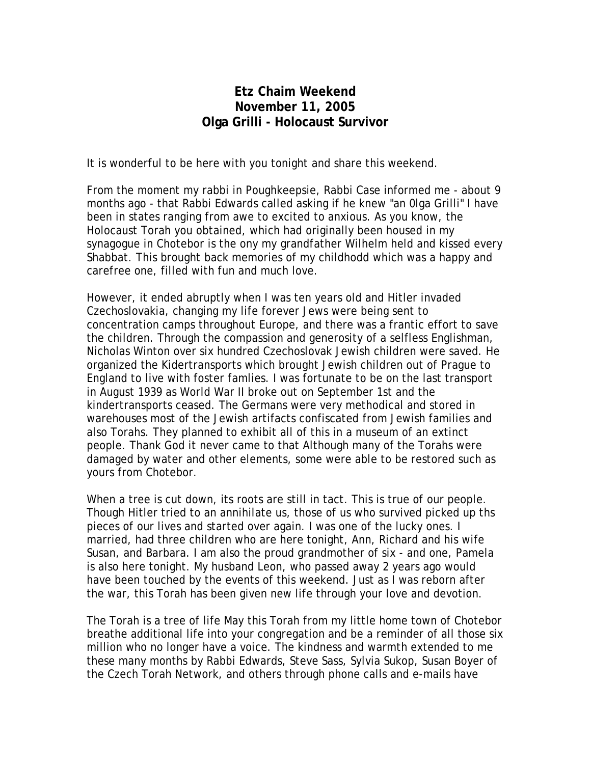**Etz Chaim Weekend**
**November 11, 2005**
**Olga Grilli - Holocaust Survivor**

It is wonderful to be here with you tonight and share this weekend.

From the moment my rabbi in Poughkeepsie, Rabbi Case informed me - about 9 months ago - that Rabbi Edwards called asking if he knew "an 0lga Grilli" I have been in states ranging from awe to excited to anxious. As you know, the Holocaust Torah you obtained, which had originally been housed in my synagogue in Chotebor is the ony my grandfather Wilhelm held and kissed every Shabbat. This brought back memories of my childhodd which was a happy and carefree one, filled with fun and much love.

However, it ended abruptly when I was ten years old and Hitler invaded Czechoslovakia, changing my life forever Jews were being sent to concentration camps throughout Europe, and there was a frantic effort to save the children. Through the compassion and generosity of a selfless Englishman, Nicholas Winton over six hundred Czechoslovak Jewish children were saved. He organized the Kidertransports which brought Jewish children out of Prague to England to live with foster famlies. I was fortunate to be on the last transport in August 1939 as World War II broke out on September 1st and the kindertransports ceased. The Germans were very methodical and stored in warehouses most of the Jewish artifacts confiscated from Jewish families and also Torahs. They planned to exhibit all of this in a museum of an extinct people. Thank God it never came to that Although many of the Torahs were damaged by water and other elements, some were able to be restored such as yours from Chotebor.

When a tree is cut down, its roots are still in tact. This is true of our people. Though Hitler tried to an annihilate us, those of us who survived picked up ths pieces of our lives and started over again. I was one of the lucky ones. I married, had three children who are here tonight, Ann, Richard and his wife Susan, and Barbara. I am also the proud grandmother of six - and one, Pamela is also here tonight. My husband Leon, who passed away 2 years ago would have been touched by the events of this weekend. Just as I was reborn after the war, this Torah has been given new life through your love and devotion.

The Torah is a tree of life May this Torah from my little home town of Chotebor breathe additional life into your congregation and be a reminder of all those six million who no longer have a voice. The kindness and warmth extended to me these many months by Rabbi Edwards, Steve Sass, Sylvia Sukop, Susan Boyer of the Czech Torah Network, and others through phone calls and e-mails have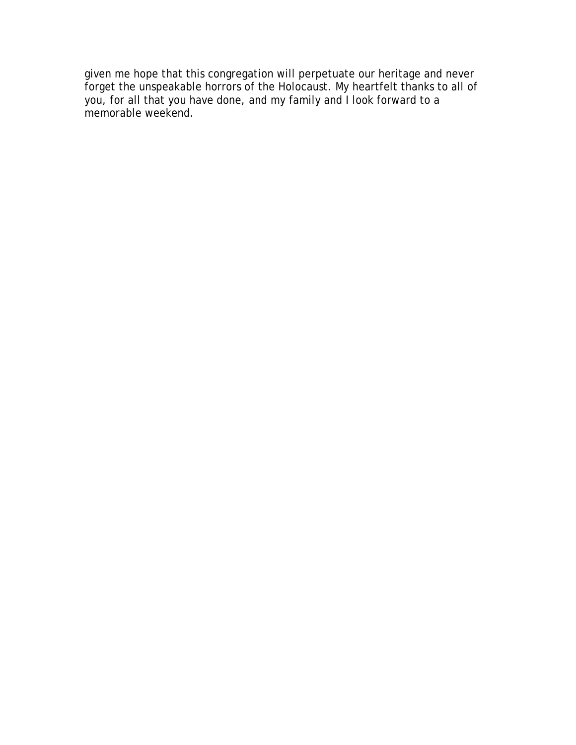given me hope that this congregation will perpetuate our heritage and never forget the unspeakable horrors of the Holocaust. My heartfelt thanks to all of you, for all that you have done, and my family and I look forward to a memorable weekend.